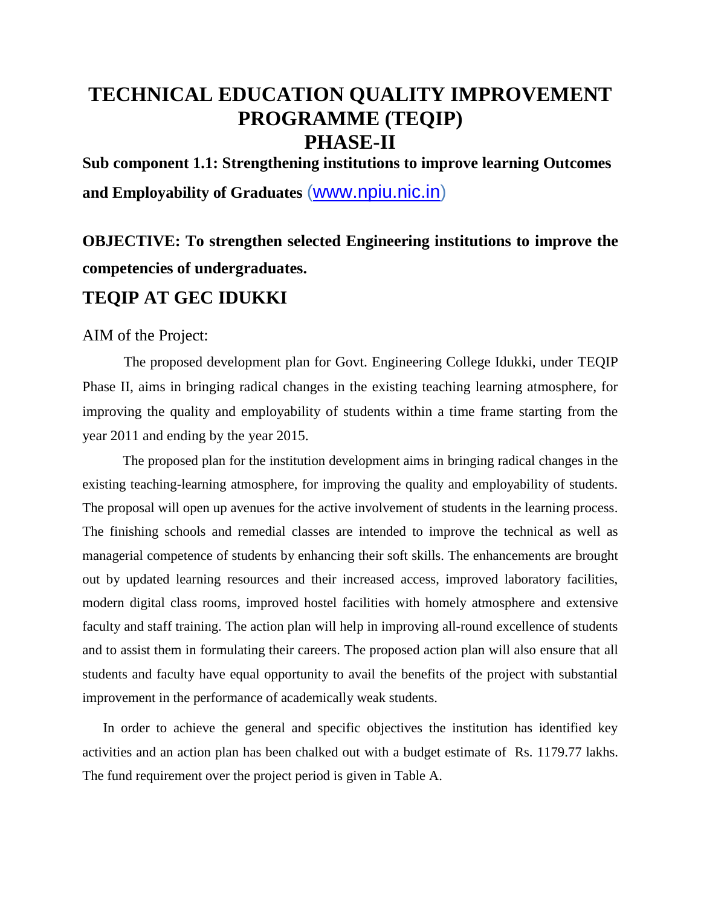# TECHNICAL EDUCATION QUALITY IMPROVEMENT PROGRAMME (TEQIP) PHASE-II

**Sub component 1.1: Strengthening institutions to improve learning Outcomes and Employability of Graduates** (www.npiu.nic.in)

**OBJECTIVE: To strengthen selected Engineering institutions to improve the competencies of undergraduates.**

## TEQIP AT GEC IDUKKI

AIM of the Project:

The proposed development plan for Govt. Engineering College Idukki, under TEQIP Phase II, aims in bringing radical changes in the existing teaching learning atmosphere, for improving the quality and employability of students within a time frame starting from the year 2011 and ending by the year 2015.

The proposed plan for the institution development aims in bringing radical changes in the existing teaching-learning atmosphere, for improving the quality and employability of students. The proposal will open up avenues for the active involvement of students in the learning process. The finishing schools and remedial classes are intended to improve the technical as well as managerial competence of students by enhancing their soft skills. The enhancements are brought out by updated learning resources and their increased access, improved laboratory facilities, modern digital class rooms, improved hostel facilities with homely atmosphere and extensive faculty and staff training. The action plan will help in improving all-round excellence of students and to assist them in formulating their careers. The proposed action plan will also ensure that all students and faculty have equal opportunity to avail the benefits of the project with substantial improvement in the performance of academically weak students.

In order to achieve the general and specific objectives the institution has identified key activities and an action plan has been chalked out with a budget estimate of Rs. 1179.77 lakhs. The fund requirement over the project period is given in Table A.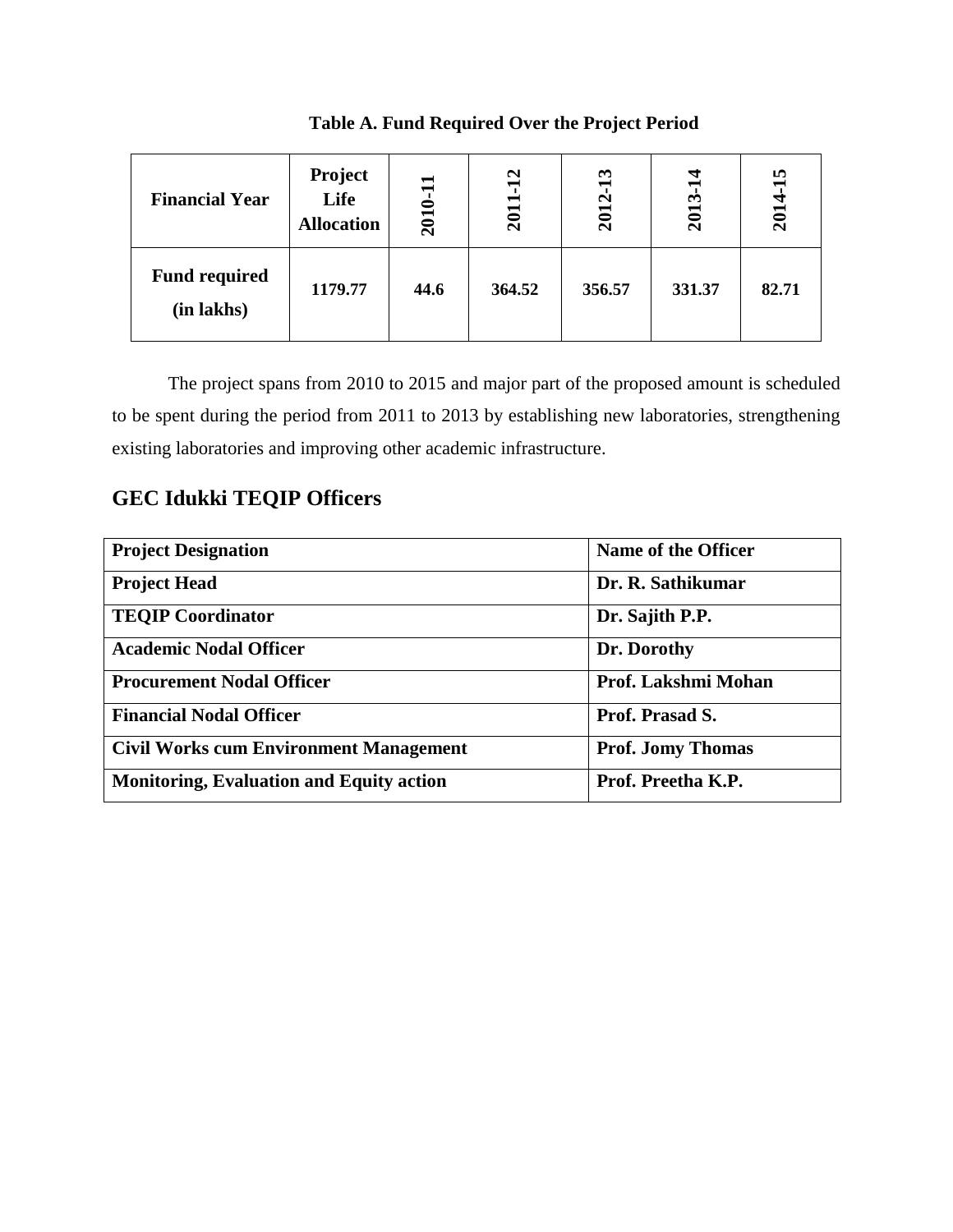**Table A. Fund Required Over the Project Period**

| Financial Year | Project Life Allocation | 2010-11 | 2011-12 | 2012-13 | 2013-14 | 2014-15 |
|---|---|---|---|---|---|---|
| **Fund required (in lakhs)** | **1179.77** | **44.6** | **364.52** | **356.57** | **331.37** | **82.71** |

The project spans from 2010 to 2015 and major part of the proposed amount is scheduled to be spent during the period from 2011 to 2013 by establishing new laboratories, strengthening existing laboratories and improving other academic infrastructure.

## GEC Idukki TEQIP Officers

| Project Designation | Name of the Officer |
|---|---|
| **Project Head** | **Dr. R. Sathikumar** |
| **TEQIP Coordinator** | **Dr. Sajith P.P.** |
| **Academic Nodal Officer** | **Dr. Dorothy** |
| **Procurement Nodal Officer** | **Prof. Lakshmi Mohan** |
| **Financial Nodal Officer** | **Prof. Prasad S.** |
| **Civil Works cum Environment Management** | **Prof. Jomy Thomas** |
| **Monitoring, Evaluation and Equity action** | **Prof. Preetha K.P.** |